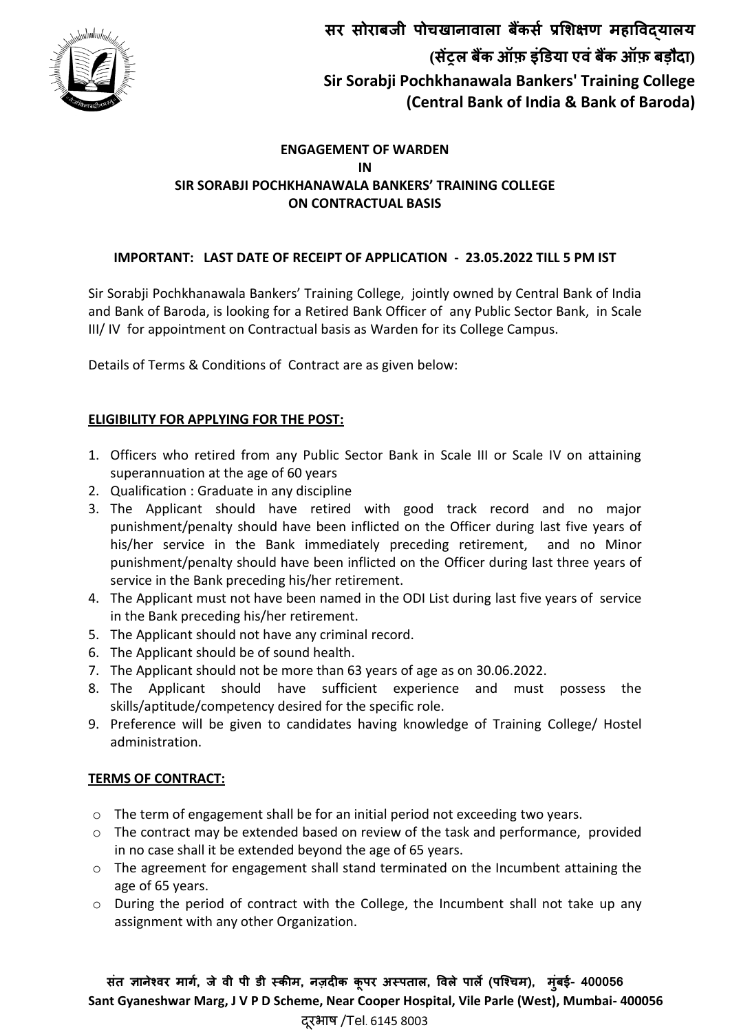# सर सोराबजी पोचखानावाला बैंकर्स प्रशिक्षण महाविद्यालय
## (सेंट्रल बैंक ऑफ़ इंडिया एवं बैंक ऑफ़ बड़ौदा)
# Sir Sorabji Pochkhanawala Bankers' Training College
## (Central Bank of India & Bank of Baroda)

**ENGAGEMENT OF WARDEN**
**IN**
**SIR SORABJI POCHKHANAWALA BANKERS' TRAINING COLLEGE**
**ON CONTRACTUAL BASIS**

**IMPORTANT: LAST DATE OF RECEIPT OF APPLICATION - 23.05.2022 TILL 5 PM IST**

Sir Sorabji Pochkhanawala Bankers' Training College, jointly owned by Central Bank of India and Bank of Baroda, is looking for a Retired Bank Officer of any Public Sector Bank, in Scale III/ IV for appointment on Contractual basis as Warden for its College Campus.

Details of Terms & Conditions of Contract are as given below:

**ELIGIBILITY FOR APPLYING FOR THE POST:**

1. Officers who retired from any Public Sector Bank in Scale III or Scale IV on attaining superannuation at the age of 60 years
2. Qualification : Graduate in any discipline
3. The Applicant should have retired with good track record and no major punishment/penalty should have been inflicted on the Officer during last five years of his/her service in the Bank immediately preceding retirement, and no Minor punishment/penalty should have been inflicted on the Officer during last three years of service in the Bank preceding his/her retirement.
4. The Applicant must not have been named in the ODI List during last five years of service in the Bank preceding his/her retirement.
5. The Applicant should not have any criminal record.
6. The Applicant should be of sound health.
7. The Applicant should not be more than 63 years of age as on 30.06.2022.
8. The Applicant should have sufficient experience and must possess the skills/aptitude/competency desired for the specific role.
9. Preference will be given to candidates having knowledge of Training College/ Hostel administration.

**TERMS OF CONTRACT:**

- The term of engagement shall be for an initial period not exceeding two years.
- The contract may be extended based on review of the task and performance, provided in no case shall it be extended beyond the age of 65 years.
- The agreement for engagement shall stand terminated on the Incumbent attaining the age of 65 years.
- During the period of contract with the College, the Incumbent shall not take up any assignment with any other Organization.

**संत ज्ञानेश्वर मार्ग, जे वी पी डी स्कीम, नज़दीक कूपर अस्पताल, विले पार्ले (पश्चिम), मुंबई- 400056**
**Sant Gyaneshwar Marg, J V P D Scheme, Near Cooper Hospital, Vile Parle (West), Mumbai- 400056**
दूरभाष /Tel. 6145 8003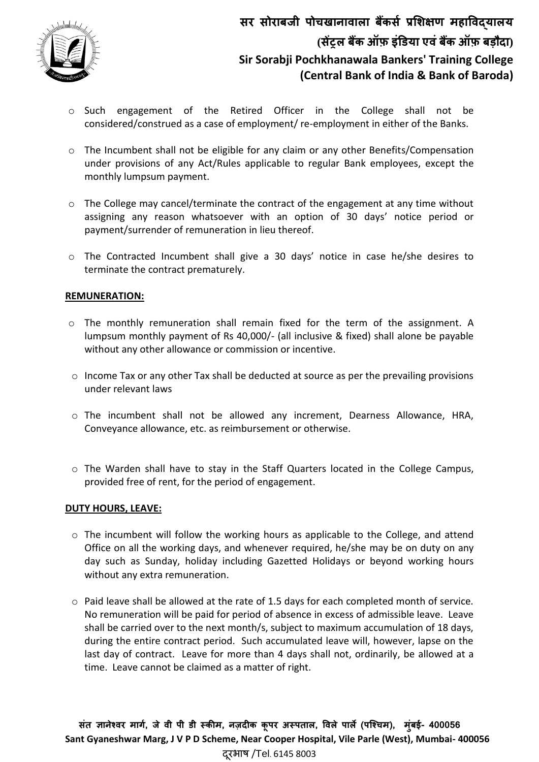- Such engagement of the Retired Officer in the College shall not be considered/construed as a case of employment/ re-employment in either of the Banks.

- The Incumbent shall not be eligible for any claim or any other Benefits/Compensation under provisions of any Act/Rules applicable to regular Bank employees, except the monthly lumpsum payment.

- The College may cancel/terminate the contract of the engagement at any time without assigning any reason whatsoever with an option of 30 days' notice period or payment/surrender of remuneration in lieu thereof.

- The Contracted Incumbent shall give a 30 days' notice in case he/she desires to terminate the contract prematurely.

**REMUNERATION:**

- The monthly remuneration shall remain fixed for the term of the assignment. A lumpsum monthly payment of Rs 40,000/- (all inclusive & fixed) shall alone be payable without any other allowance or commission or incentive.

- Income Tax or any other Tax shall be deducted at source as per the prevailing provisions under relevant laws

- The incumbent shall not be allowed any increment, Dearness Allowance, HRA, Conveyance allowance, etc. as reimbursement or otherwise.

- The Warden shall have to stay in the Staff Quarters located in the College Campus, provided free of rent, for the period of engagement.

**DUTY HOURS, LEAVE:**

- The incumbent will follow the working hours as applicable to the College, and attend Office on all the working days, and whenever required, he/she may be on duty on any day such as Sunday, holiday including Gazetted Holidays or beyond working hours without any extra remuneration.

- Paid leave shall be allowed at the rate of 1.5 days for each completed month of service. No remuneration will be paid for period of absence in excess of admissible leave. Leave shall be carried over to the next month/s, subject to maximum accumulation of 18 days, during the entire contract period. Such accumulated leave will, however, lapse on the last day of contract. Leave for more than 4 days shall not, ordinarily, be allowed at a time. Leave cannot be claimed as a matter of right.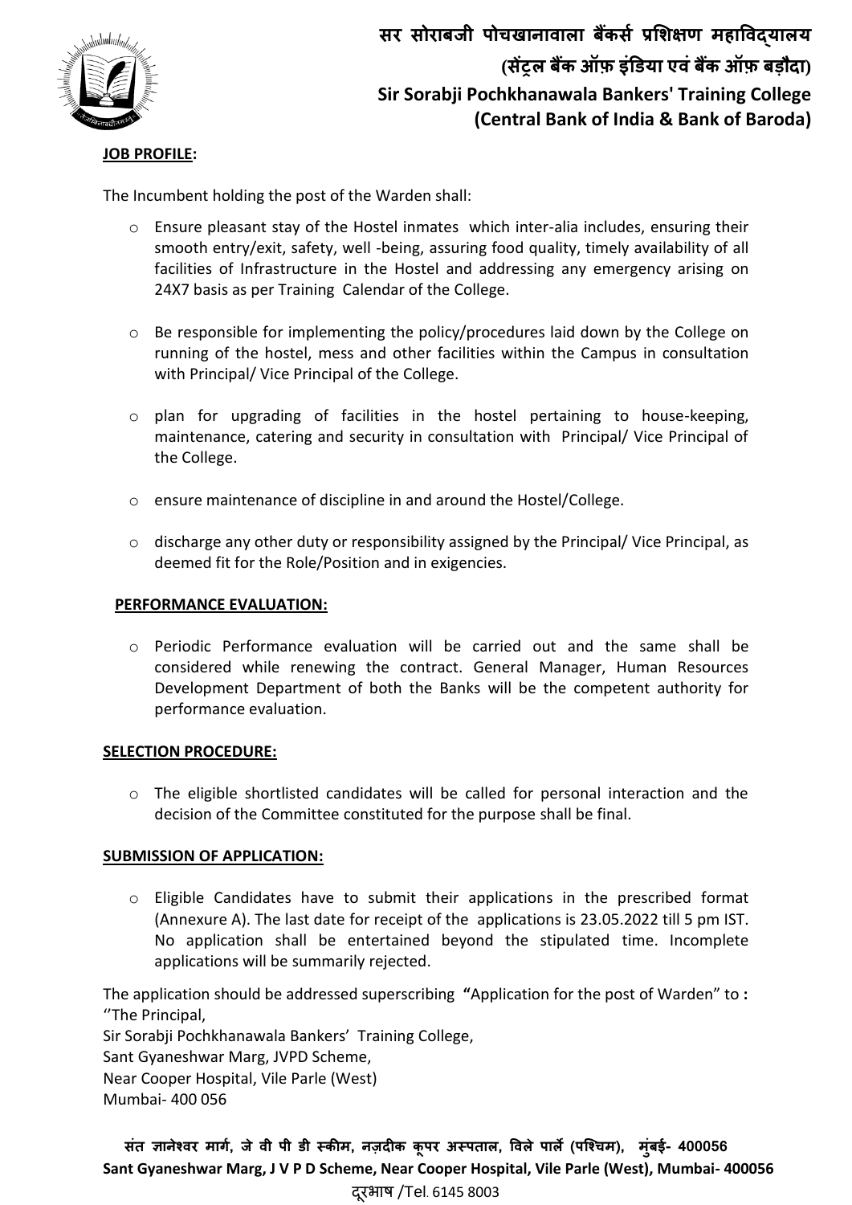## JOB PROFILE:

The Incumbent holding the post of the Warden shall:

- Ensure pleasant stay of the Hostel inmates which inter-alia includes, ensuring their smooth entry/exit, safety, well -being, assuring food quality, timely availability of all facilities of Infrastructure in the Hostel and addressing any emergency arising on 24X7 basis as per Training Calendar of the College.
- Be responsible for implementing the policy/procedures laid down by the College on running of the hostel, mess and other facilities within the Campus in consultation with Principal/ Vice Principal of the College.
- plan for upgrading of facilities in the hostel pertaining to house-keeping, maintenance, catering and security in consultation with Principal/ Vice Principal of the College.
- ensure maintenance of discipline in and around the Hostel/College.
- discharge any other duty or responsibility assigned by the Principal/ Vice Principal, as deemed fit for the Role/Position and in exigencies.

## PERFORMANCE EVALUATION:

- Periodic Performance evaluation will be carried out and the same shall be considered while renewing the contract. General Manager, Human Resources Development Department of both the Banks will be the competent authority for performance evaluation.

## SELECTION PROCEDURE:

- The eligible shortlisted candidates will be called for personal interaction and the decision of the Committee constituted for the purpose shall be final.

## SUBMISSION OF APPLICATION:

- Eligible Candidates have to submit their applications in the prescribed format (Annexure A). The last date for receipt of the applications is 23.05.2022 till 5 pm IST. No application shall be entertained beyond the stipulated time. Incomplete applications will be summarily rejected.

The application should be addressed superscribing **"**Application for the post of Warden" to **:**
''The Principal,
Sir Sorabji Pochkhanawala Bankers' Training College,
Sant Gyaneshwar Marg, JVPD Scheme,
Near Cooper Hospital, Vile Parle (West)
Mumbai- 400 056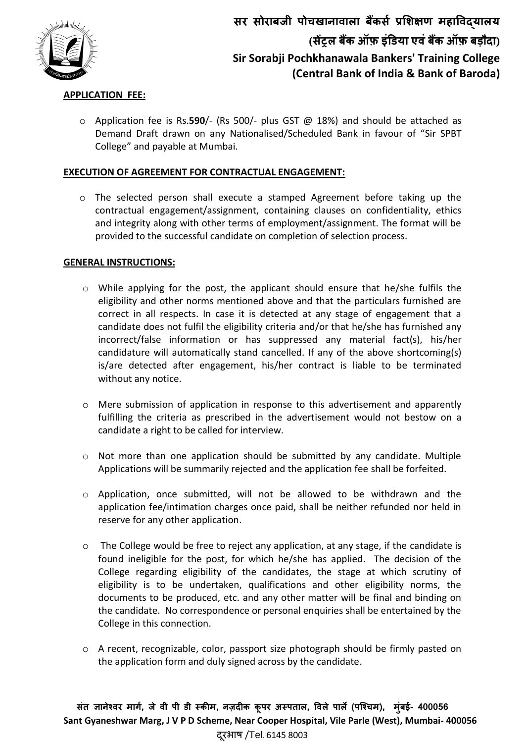## APPLICATION FEE:

- Application fee is Rs.**590**/- (Rs 500/- plus GST @ 18%) and should be attached as Demand Draft drawn on any Nationalised/Scheduled Bank in favour of "Sir SPBT College" and payable at Mumbai.

## EXECUTION OF AGREEMENT FOR CONTRACTUAL ENGAGEMENT:

- The selected person shall execute a stamped Agreement before taking up the contractual engagement/assignment, containing clauses on confidentiality, ethics and integrity along with other terms of employment/assignment. The format will be provided to the successful candidate on completion of selection process.

## GENERAL INSTRUCTIONS:

- While applying for the post, the applicant should ensure that he/she fulfils the eligibility and other norms mentioned above and that the particulars furnished are correct in all respects. In case it is detected at any stage of engagement that a candidate does not fulfil the eligibility criteria and/or that he/she has furnished any incorrect/false information or has suppressed any material fact(s), his/her candidature will automatically stand cancelled. If any of the above shortcoming(s) is/are detected after engagement, his/her contract is liable to be terminated without any notice.

- Mere submission of application in response to this advertisement and apparently fulfilling the criteria as prescribed in the advertisement would not bestow on a candidate a right to be called for interview.

- Not more than one application should be submitted by any candidate. Multiple Applications will be summarily rejected and the application fee shall be forfeited.

- Application, once submitted, will not be allowed to be withdrawn and the application fee/intimation charges once paid, shall be neither refunded nor held in reserve for any other application.

- The College would be free to reject any application, at any stage, if the candidate is found ineligible for the post, for which he/she has applied. The decision of the College regarding eligibility of the candidates, the stage at which scrutiny of eligibility is to be undertaken, qualifications and other eligibility norms, the documents to be produced, etc. and any other matter will be final and binding on the candidate. No correspondence or personal enquiries shall be entertained by the College in this connection.

- A recent, recognizable, color, passport size photograph should be firmly pasted on the application form and duly signed across by the candidate.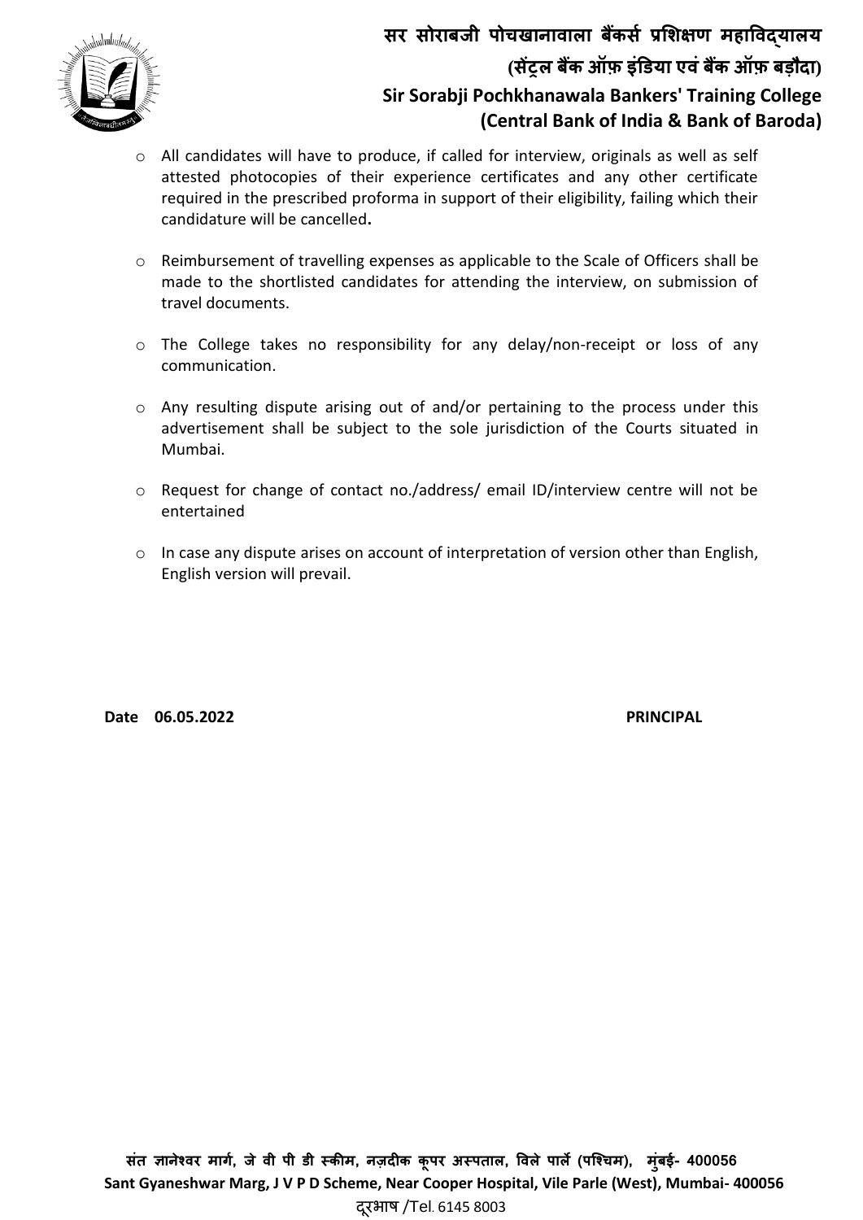- All candidates will have to produce, if called for interview, originals as well as self attested photocopies of their experience certificates and any other certificate required in the prescribed proforma in support of their eligibility, failing which their candidature will be cancelled**.**

- Reimbursement of travelling expenses as applicable to the Scale of Officers shall be made to the shortlisted candidates for attending the interview, on submission of travel documents.

- The College takes no responsibility for any delay/non-receipt or loss of any communication.

- Any resulting dispute arising out of and/or pertaining to the process under this advertisement shall be subject to the sole jurisdiction of the Courts situated in Mumbai.

- Request for change of contact no./address/ email ID/interview centre will not be entertained

- In case any dispute arises on account of interpretation of version other than English, English version will prevail.

**Date 06.05.2022** **PRINCIPAL**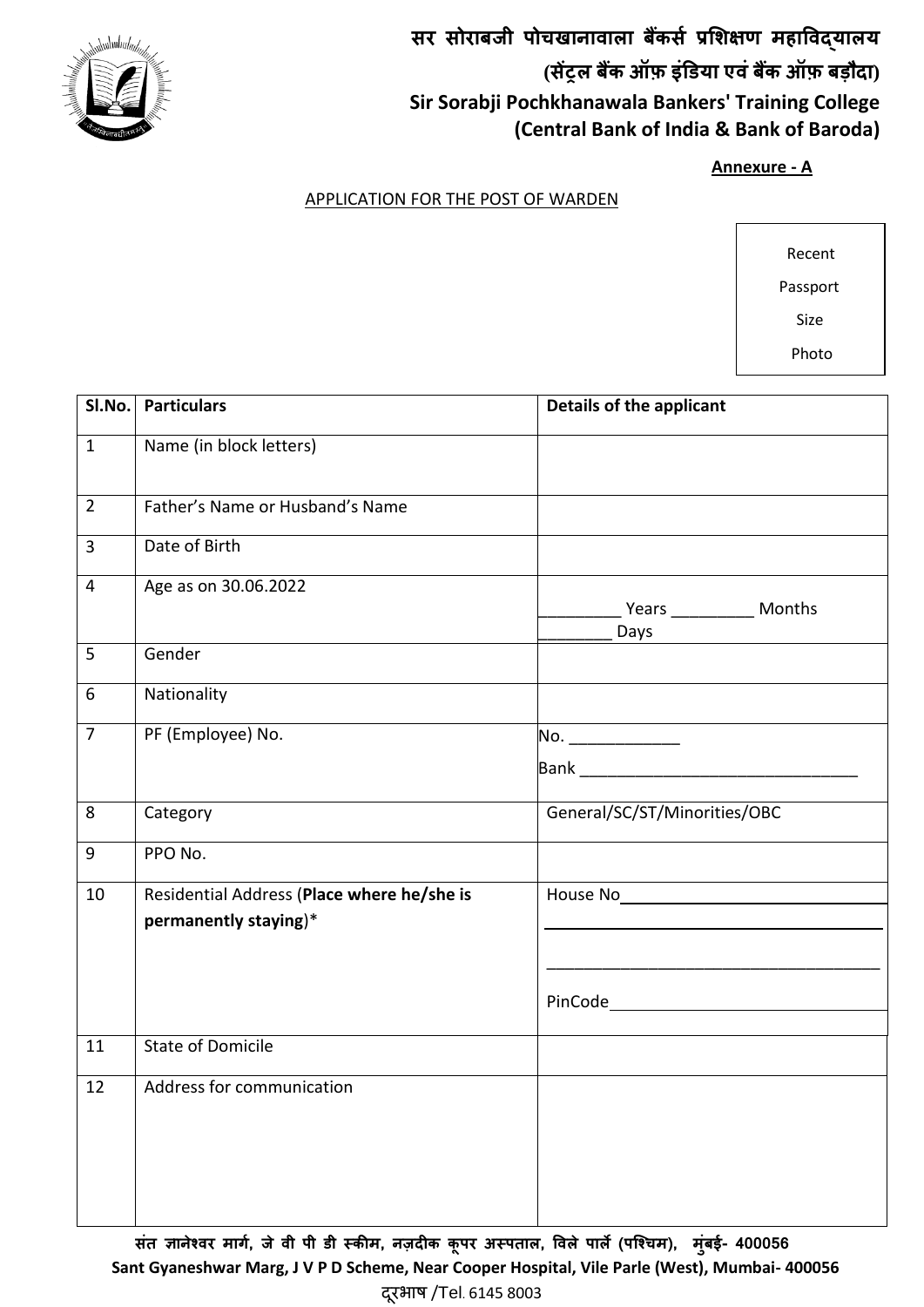# सर सोराबजी पोचखानावाला बैंकर्स प्रशिक्षण महाविद्यालय
## (सेंट्रल बैंक ऑफ़ इंडिया एवं बैंक ऑफ़ बड़ौदा)
# Sir Sorabji Pochkhanawala Bankers' Training College
## (Central Bank of India & Bank of Baroda)

**Annexure - A**

APPLICATION FOR THE POST OF WARDEN

Recent Passport Size Photo

| Sl.No. | Particulars | Details of the applicant |
|---|---|---|
| 1 | Name (in block letters) | |
| 2 | Father's Name or Husband's Name | |
| 3 | Date of Birth | |
| 4 | Age as on 30.06.2022 | _________ Years _________ Months ________ Days |
| 5 | Gender | |
| 6 | Nationality | |
| 7 | PF (Employee) No. | No. ____________ Bank ______________________________ |
| 8 | Category | General/SC/ST/Minorities/OBC |
| 9 | PPO No. | |
| 10 | Residential Address (**Place where he/she is permanently staying**)* | House No______________________________ ______________________________________ ______________________________________ PinCode_______________________________ |
| 11 | State of Domicile | |
| 12 | Address for communication | |

**संत ज्ञानेश्वर मार्ग, जे वी पी डी स्कीम, नज़दीक कूपर अस्पताल, विले पार्ले (पश्चिम), मुंबई- 400056**
**Sant Gyaneshwar Marg, J V P D Scheme, Near Cooper Hospital, Vile Parle (West), Mumbai- 400056**
दूरभाष /Tel. 6145 8003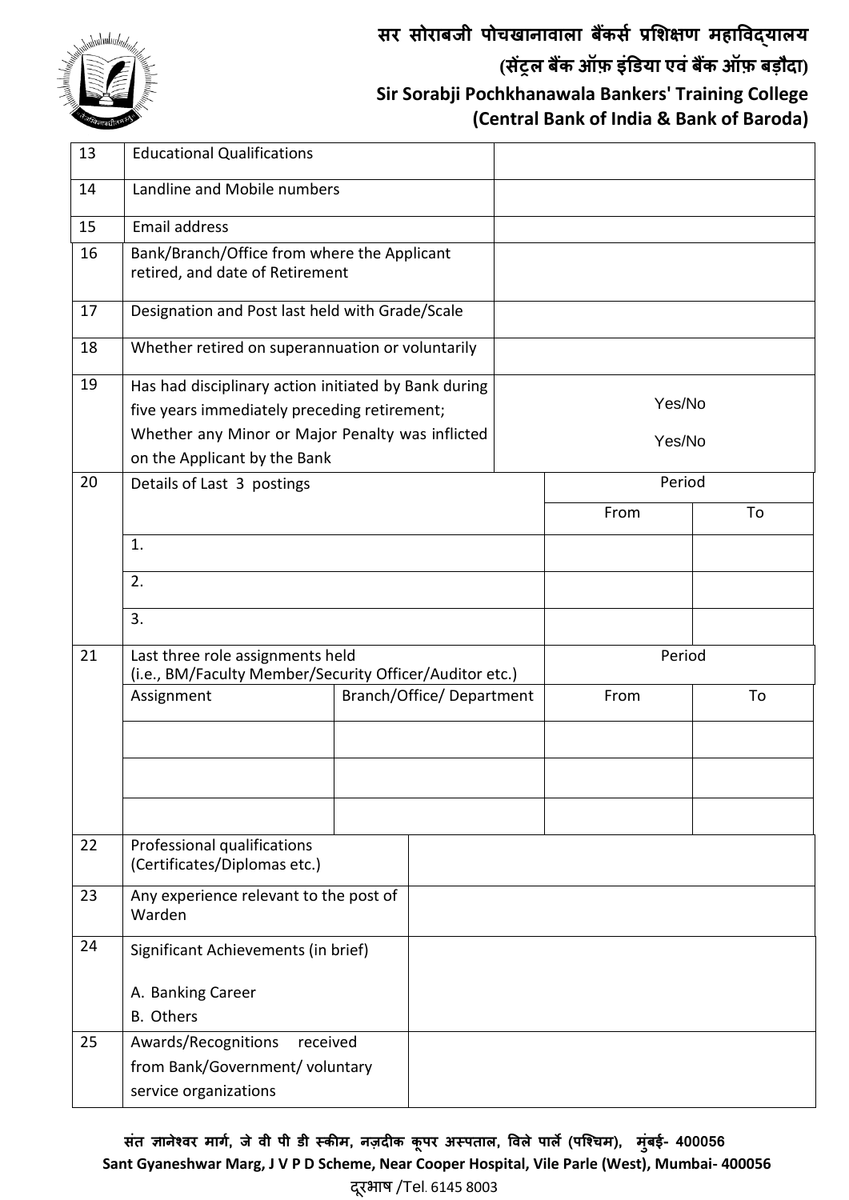# सर सोराबजी पोचखानावाला बैंकर्स प्रशिक्षण महाविद्यालय
## (सेंट्रल बैंक ऑफ़ इंडिया एवं बैंक ऑफ़ बड़ौदा)
# Sir Sorabji Pochkhanawala Bankers' Training College
## (Central Bank of India & Bank of Baroda)

| | | | | | |
|---|---|---|---|---|---|
| 13 | Educational Qualifications | | | | |
| 14 | Landline and Mobile numbers | | | | |
| 15 | Email address | | | | |
| 16 | Bank/Branch/Office from where the Applicant retired, and date of Retirement | | | | |
| 17 | Designation and Post last held with Grade/Scale | | | | |
| 18 | Whether retired on superannuation or voluntarily | | | | |
| 19 | Has had disciplinary action initiated by Bank during five years immediately preceding retirement; | | Yes/No | | |
| | Whether any Minor or Major Penalty was inflicted on the Applicant by the Bank | | Yes/No | | |
| 20 | Details of Last 3 postings | | | Period | |
| | | | | From | To |
| | 1. | | | | |
| | 2. | | | | |
| | 3. | | | | |
| 21 | Last three role assignments held (i.e., BM/Faculty Member/Security Officer/Auditor etc.) | | | Period | |
| | Assignment | Branch/Office/ Department | | From | To |
| | | | | | |
| | | | | | |
| | | | | | |
| 22 | Professional qualifications (Certificates/Diplomas etc.) | | | | |
| 23 | Any experience relevant to the post of Warden | | | | |
| 24 | Significant Achievements (in brief)<br><br>A. Banking Career<br>B. Others | | | | |
| 25 | Awards/Recognitions received from Bank/Government/ voluntary service organizations | | | | |

संत ज्ञानेश्वर मार्ग, जे वी पी डी स्कीम, नज़दीक कूपर अस्पताल, विले पार्ले (पश्चिम), मुंबई- 400056
Sant Gyaneshwar Marg, J V P D Scheme, Near Cooper Hospital, Vile Parle (West), Mumbai- 400056
दूरभाष /Tel. 6145 8003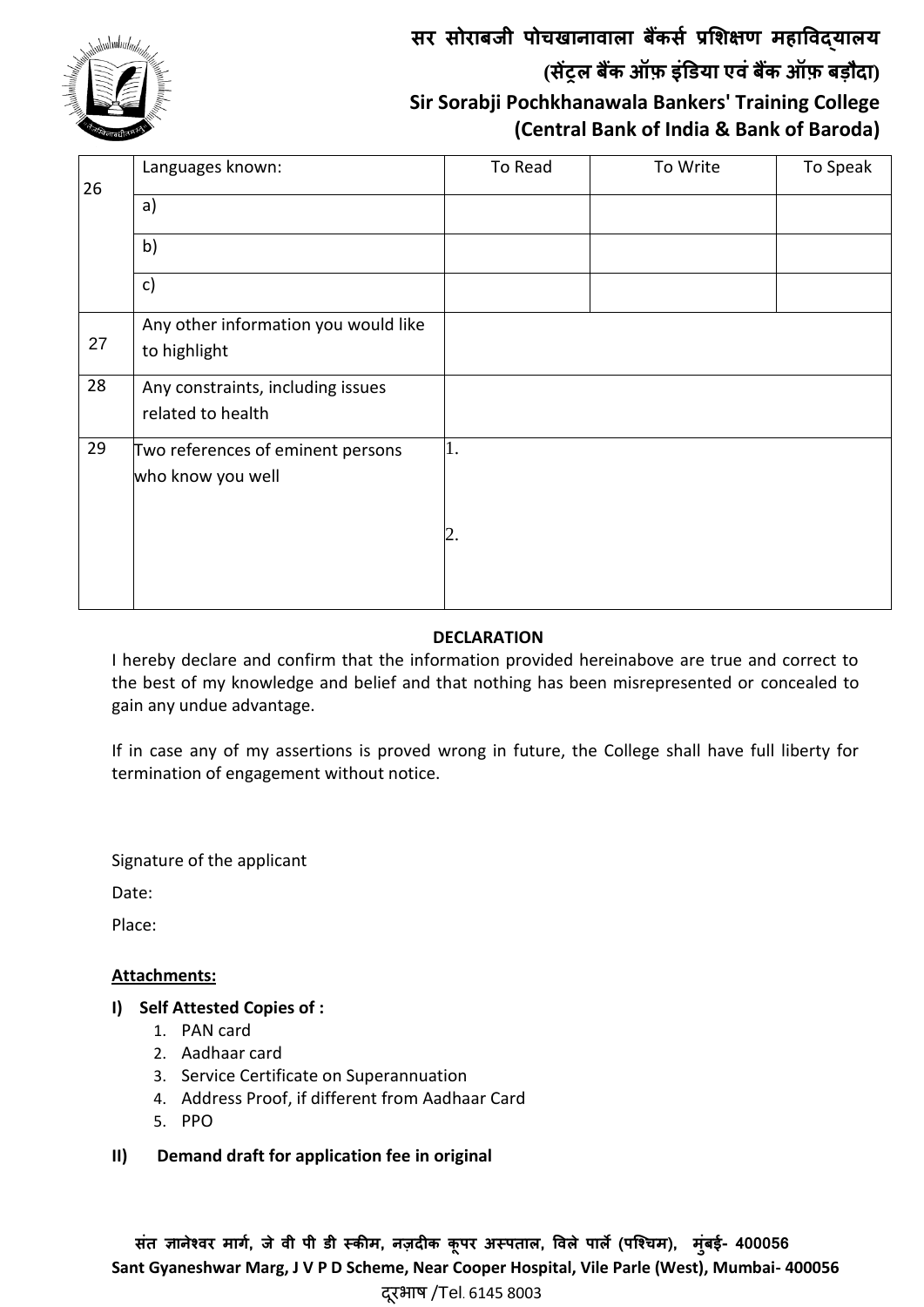| | | | | |
|---|---|---|---|---|
| 26 | Languages known: | To Read | To Write | To Speak |
| | a) | | | |
| | b) | | | |
| | c) | | | |
| 27 | Any other information you would like to highlight | | | |
| 28 | Any constraints, including issues related to health | | | |
| 29 | Two references of eminent persons who know you well | 1.<br><br>2. | | |

**DECLARATION**

I hereby declare and confirm that the information provided hereinabove are true and correct to the best of my knowledge and belief and that nothing has been misrepresented or concealed to gain any undue advantage.

If in case any of my assertions is proved wrong in future, the College shall have full liberty for termination of engagement without notice.

Signature of the applicant

Date:

Place:

**Attachments:**

**I) Self Attested Copies of :**

1. PAN card
2. Aadhaar card
3. Service Certificate on Superannuation
4. Address Proof, if different from Aadhaar Card
5. PPO

**II) Demand draft for application fee in original**